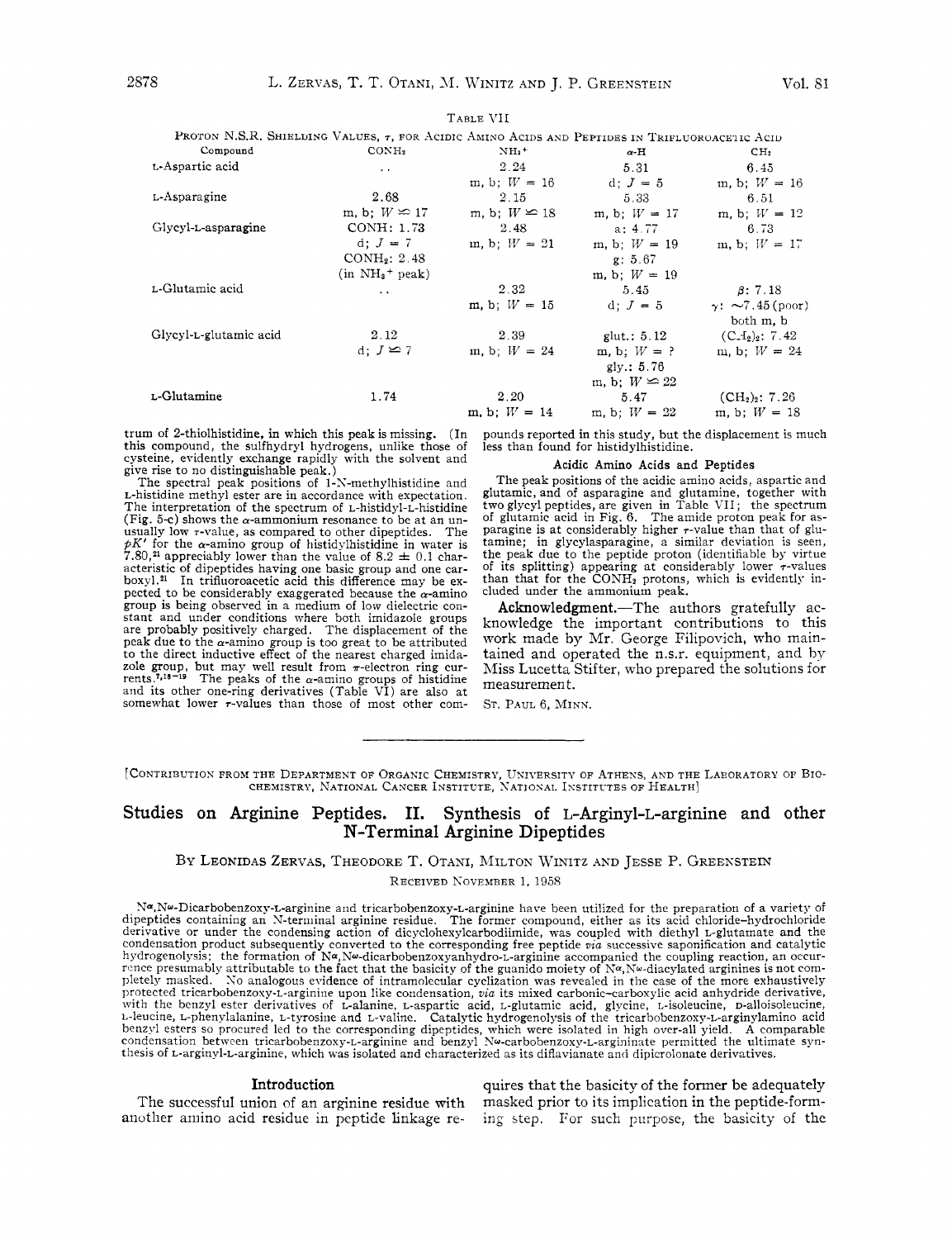TABLE VII

PROTON N.S.R. SHIELDING VALUES, $\tau$, FOR ACIDIC AMINO ACIDS AND PEPTIDES IN TRIFLUOROACETIC ACID

| Compound | $CONH_2$ | $NH_3^+$ | $\alpha$-H | $CH_2$ |
|---|---|---|---|---|
| L-Aspartic acid | .. | 2.24<br>m, b; $W$ = 16 | 5.31<br>d; $J$ = 5 | 6.45<br>m, b; $W$ = 16 |
| L-Asparagine | 2.68<br>m, b; $W \cong 17$ | 2.15<br>m, b; $W \cong 18$ | 5.33<br>m, b; $W$ = 17 | 6.51<br>m, b; $W$ = 12 |
| Glycyl-L-asparagine | CONH: 1.73<br>d; $J$ = 7<br>$CONH_2$: 2.48<br>(in $NH_3^+$ peak) | 2.48<br>m, b; $W$ = 21 | a: 4.77<br>m, b; $W$ = 19<br>g: 5.67<br>m, b; $W$ = 19 | 6.73<br>m, b; $W$ = 17 |
| L-Glutamic acid | .. | 2.32<br>m, b; $W$ = 15 | 5.45<br>d; $J$ = 5 | $\beta$: 7.18<br>$\gamma$: ~7.45 (poor)<br>both m, b |
| Glycyl-L-glutamic acid | 2.12<br>d; $J \cong 7$ | 2.39<br>m, b; $W$ = 24 | glut.: 5.12<br>m, b; $W$ = ?<br>gly.: 5.76<br>m, b; $W \cong 22$ | $(CH_2)_2$: 7.42<br>m, b; $W$ = 24 |
| L-Glutamine | 1.74 | 2.20<br>m, b; $W$ = 14 | 5.47<br>m, b; $W$ = 22 | $(CH_2)_2$: 7.26<br>m, b; $W$ = 18 |

trum of 2-thiolhistidine, in which this peak is missing. (In this compound, the sulfhydryl hydrogens, unlike those of cysteine, evidently exchange rapidly with the solvent and give rise to no distinguishable peak.)

The spectral peak positions of 1-N-methylhistidine and L-histidine methyl ester are in accordance with expectation. The interpretation of the spectrum of L-histidyl-L-histidine (Fig. 5-c) shows the $\alpha$-ammonium resonance to be at an unusually low $\tau$-value, as compared to other dipeptides. The $pK'$ for the $\alpha$-amino group of histidylhistidine in water is 7.80,[21] appreciably lower than the value of 8.2 ± 0.1 characteristic of dipeptides having one basic group and one carboxyl.[21] In trifluoroacetic acid this difference may be expected to be considerably exaggerated because the $\alpha$-amino group is being observed in a medium of low dielectric constant and under conditions where both imidazole groups are probably positively charged. The displacement of the peak due to the $\alpha$-amino group is too great to be attributed to the direct inductive effect of the nearest charged imidazole group, but may well result from $\pi$-electron ring currents.[7,18-19] The peaks of the $\alpha$-amino groups of histidine and its other one-ring derivatives (Table VI) are also at somewhat lower $\tau$-values than those of most other compounds reported in this study, but the displacement is much less than found for histidylhistidine.

### Acidic Amino Acids and Peptides

The peak positions of the acidic amino acids, aspartic and glutamic, and of asparagine and glutamine, together with two glycyl peptides, are given in Table VII; the spectrum of glutamic acid in Fig. 6. The amide proton peak for asparagine is at considerably higher $\tau$-value than that of glutamine; in glycylasparagine, a similar deviation is seen, the peak due to the peptide proton (identifiable by virtue of its splitting) appearing at considerably lower $\tau$-values than that for the $CONH_2$ protons, which is evidently included under the ammonium peak.

**Acknowledgment.**—The authors gratefully acknowledge the important contributions to this work made by Mr. George Filipovich, who maintained and operated the n.s.r. equipment, and by Miss Lucetta Stifter, who prepared the solutions for measurement.

ST. PAUL 6, MINN.

---

[CONTRIBUTION FROM THE DEPARTMENT OF ORGANIC CHEMISTRY, UNIVERSITY OF ATHENS, AND THE LABORATORY OF BIOCHEMISTRY, NATIONAL CANCER INSTITUTE, NATIONAL INSTITUTES OF HEALTH]

# Studies on Arginine Peptides. II. Synthesis of L-Arginyl-L-arginine and other N-Terminal Arginine Dipeptides

BY LEONIDAS ZERVAS, THEODORE T. OTANI, MILTON WINITZ AND JESSE P. GREENSTEIN

RECEIVED NOVEMBER 1, 1958

$N^\alpha,N^\omega$-Dicarbobenzoxy-L-arginine and tricarbobenzoxy-L-arginine have been utilized for the preparation of a variety of dipeptides containing an N-terminal arginine residue. The former compound, either as its acid chloride–hydrochloride derivative or under the condensing action of dicyclohexylcarbodiimide, was coupled with diethyl L-glutamate and the condensation product subsequently converted to the corresponding free peptide *via* successive saponification and catalytic hydrogenolysis; the formation of $N^\alpha,N^\omega$-dicarbobenzoxyanhydro-L-arginine accompanied the coupling reaction, an occurrence presumably attributable to the fact that the basicity of the guanido moiety of $N^\alpha,N^\omega$-diacylated arginines is not completely masked. No analogous evidence of intramolecular cyclization was revealed in the case of the more exhaustively protected tricarbobenzoxy-L-arginine upon like condensation, *via* its mixed carbonic–carboxylic acid anhydride derivative, with the benzyl ester derivatives of L-alanine, L-aspartic acid, L-glutamic acid, glycine, L-isoleucine, D-alloisoleucine, L-leucine, L-phenylalanine, L-tyrosine and L-valine. Catalytic hydrogenolysis of the tricarbobenzoxy-L-arginylamino acid benzyl esters so procured led to the corresponding dipeptides, which were isolated in high over-all yield. A comparable condensation between tricarbobenzoxy-L-arginine and benzyl $N^\omega$-carbobenzoxy-L-argininate permitted the ultimate synthesis of L-arginyl-L-arginine, which was isolated and characterized as its diflavianate and dipicrolonate derivatives.

## Introduction

The successful union of an arginine residue with another amino acid residue in peptide linkage requires that the basicity of the former be adequately masked prior to its implication in the peptide-forming step. For such purpose, the basicity of the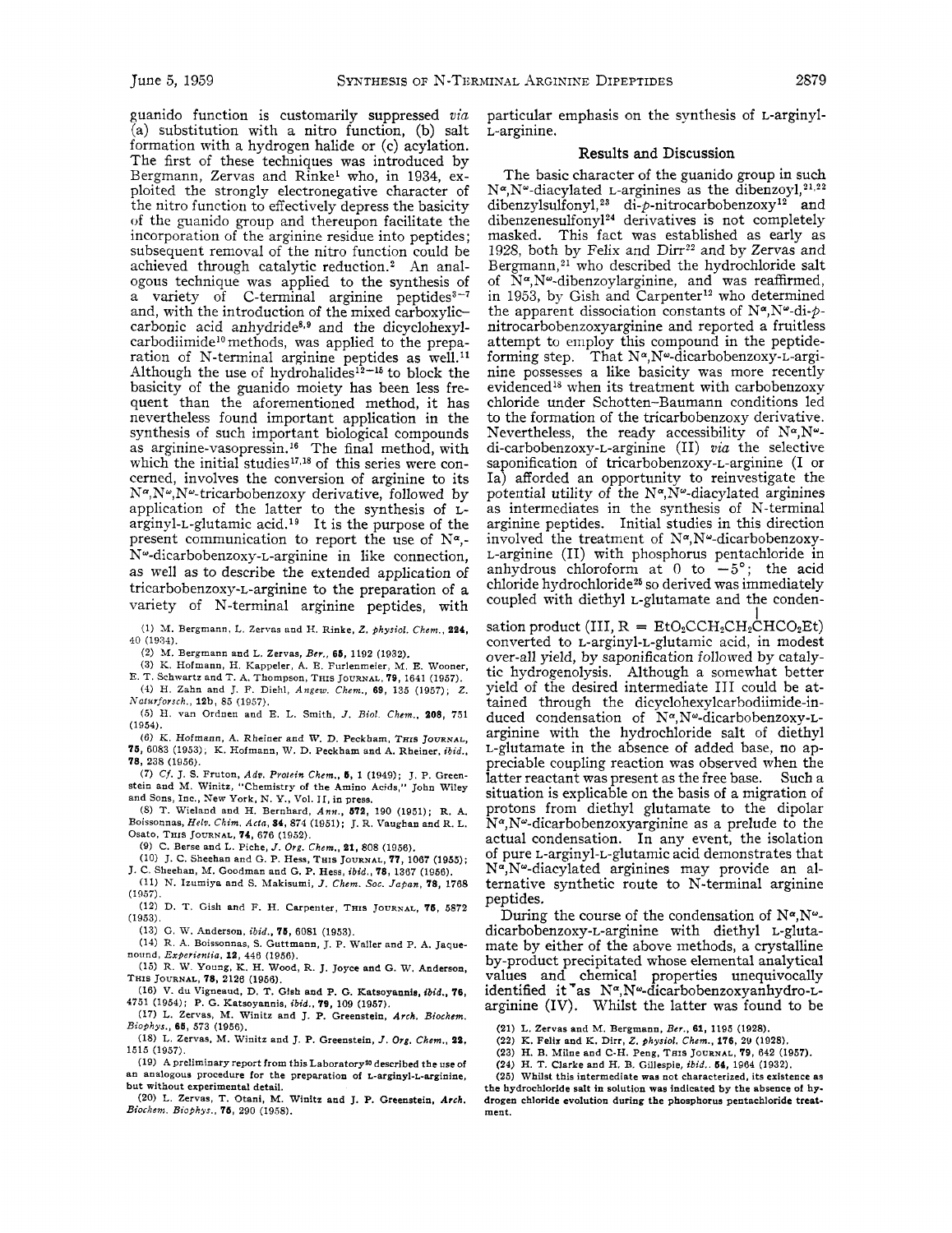guanido function is customarily suppressed *via* (a) substitution with a nitro function, (b) salt formation with a hydrogen halide or (c) acylation. The first of these techniques was introduced by Bergmann, Zervas and Rinke[1] who, in 1934, exploited the strongly electronegative character of the nitro function to effectively depress the basicity of the guanido group and thereupon facilitate the incorporation of the arginine residue into peptides; subsequent removal of the nitro function could be achieved through catalytic reduction.[2] An analogous technique was applied to the synthesis of a variety of C-terminal arginine peptides[3-7] and, with the introduction of the mixed carboxylic-carbonic acid anhydride[8,9] and the dicyclohexylcarbodiimide[10] methods, was applied to the preparation of N-terminal arginine peptides as well.[11] Although the use of hydrohalides[12-16] to block the basicity of the guanido moiety has been less frequent than the aforementioned method, it has nevertheless found important application in the synthesis of such important biological compounds as arginine-vasopressin.[16] The final method, with which the initial studies[17,18] of this series were concerned, involves the conversion of arginine to its $N^{\alpha},N^{\omega},N^{\omega}$-tricarbobenzoxy derivative, followed by application of the latter to the synthesis of L-arginyl-L-glutamic acid.[19] It is the purpose of the present communication to report the use of $N^{\alpha}$,-$N^{\omega}$-dicarbobenzoxy-L-arginine in like connection, as well as to describe the extended application of tricarbobenzoxy-L-arginine to the preparation of a variety of N-terminal arginine peptides, with particular emphasis on the synthesis of L-arginyl-L-arginine.

## Results and Discussion

The basic character of the guanido group in such $N^{\alpha},N^{\omega}$-diacylated L-arginines as the dibenzoyl,[21,22] dibenzylsulfonyl,[23] di-*p*-nitrocarbobenzoxy[12] and dibenzenesulfonyl[24] derivatives is not completely masked. This fact was established as early as 1928, both by Felix and Dirr[22] and by Zervas and Bergmann,[21] who described the hydrochloride salt of $N^{\alpha},N^{\omega}$-dibenzoylarginine, and was reaffirmed, in 1953, by Gish and Carpenter[12] who determined the apparent dissociation constants of $N^{\alpha},N^{\omega}$-di-*p*-nitrocarbobenzoxyarginine and reported a fruitless attempt to employ this compound in the peptide-forming step. That $N^{\alpha},N^{\omega}$-dicarbobenzoxy-L-arginine possesses a like basicity was more recently evidenced[18] when its treatment with carbobenzoxy chloride under Schotten–Baumann conditions led to the formation of the tricarbobenzoxy derivative. Nevertheless, the ready accessibility of $N^{\alpha},N^{\omega}$-di-carbobenzoxy-L-arginine (II) *via* the selective saponification of tricarbobenzoxy-L-arginine (I or Ia) afforded an opportunity to reinvestigate the potential utility of the $N^{\alpha},N^{\omega}$-diacylated arginines as intermediates in the synthesis of N-terminal arginine peptides. Initial studies in this direction involved the treatment of $N^{\alpha},N^{\omega}$-dicarbobenzoxy-L-arginine (II) with phosphorus pentachloride in anhydrous chloroform at 0 to −5°; the acid chloride hydrochloride[25] so derived was immediately coupled with diethyl L-glutamate and the condensation product (III, R = $EtO_2CCH_2CH_2\overset{|}{C}HCO_2Et$) converted to L-arginyl-L-glutamic acid, in modest over-all yield, by saponification followed by catalytic hydrogenolysis. Although a somewhat better yield of the desired intermediate III could be attained through the dicyclohexylcarbodiimide-induced condensation of $N^{\alpha},N^{\omega}$-dicarbobenzoxy-L-arginine with the hydrochloride salt of diethyl L-glutamate in the absence of added base, no appreciable coupling reaction was observed when the latter reactant was present as the free base. Such a situation is explicable on the basis of a migration of protons from diethyl glutamate to the dipolar $N^{\alpha},N^{\omega}$-dicarbobenzoxyarginine as a prelude to the actual condensation. In any event, the isolation of pure L-arginyl-L-glutamic acid demonstrates that $N^{\alpha},N^{\omega}$-diacylated arginines may provide an alternative synthetic route to N-terminal arginine peptides.

During the course of the condensation of $N^{\alpha},N^{\omega}$-dicarbobenzoxy-L-arginine with diethyl L-glutamate by either of the above methods, a crystalline by-product precipitated whose elemental analytical values and chemical properties unequivocally identified it as $N^{\alpha},N^{\omega}$-dicarbobenzoxyanhydro-L-arginine (IV). Whilst the latter was found to be

(1) M. Bergmann, L. Zervas and H. Rinke, *Z. physiol. Chem.*, **224**, 40 (1934).

(2) M. Bergmann and L. Zervas, *Ber.*, **65**, 1192 (1932).

(3) K. Hofmann, H. Kappeler, A. E. Furlenmeier, M. E. Wooner, E. T. Schwartz and T. A. Thompson, This Journal, **79**, 1641 (1957).

(4) H. Zahn and J. F. Diehl, *Angew. Chem.*, **69**, 135 (1957); *Z. Naturforsch.*, **12b**, 85 (1957).

(5) H. van Ordnen and E. L. Smith, *J. Biol. Chem.*, **208**, 751 (1954).

(6) K. Hofmann, A. Rheiner and W. D. Peckham, This Journal, **75**, 6083 (1953); K. Hofmann, W. D. Peckham and A. Rheiner, *ibid.*, **78**, 238 (1956).

(7) *Cf.* J. S. Fruton, *Adv. Protein Chem.*, **5**, 1 (1949); J. P. Greenstein and M. Winitz, "Chemistry of the Amino Acids," John Wiley and Sons, Inc., New York, N. Y., Vol. II, in press.

(8) T. Wieland and H. Bernhard, *Ann.*, **572**, 190 (1951); R. A. Boissonnas, *Helv. Chim. Acta*, **34**, 874 (1951); J. R. Vaughan and R. L. Osato, This Journal, **74**, 676 (1952).

(9) C. Berse and L. Piche, *J. Org. Chem.*, **21**, 808 (1956).

(10) J. C. Sheehan and G. P. Hess, This Journal, **77**, 1067 (1955); J. C. Sheehan, M. Goodman and G. P. Hess, *ibid.*, **78**, 1367 (1956).

(11) N. Izumiya and S. Makisumi, *J. Chem. Soc. Japan*, **78**, 1768 (1957).

(12) D. T. Gish and F. H. Carpenter, This Journal, **75**, 5872 (1953).

(13) G. W. Anderson, *ibid.*, **75**, 6081 (1953).

(14) R. A. Boissonnas, S. Guttmann, J. P. Waller and P. A. Jaquenound, *Experientia*, **12**, 446 (1956).

(15) R. W. Young, K. H. Wood, R. J. Joyce and G. W. Anderson, This Journal, **78**, 2126 (1956).

(16) V. du Vigneaud, D. T. Gish and P. G. Katsoyannis, *ibid.*, **76**, 4751 (1954); P. G. Katsoyannis, *ibid.*, **79**, 109 (1957).

(17) L. Zervas, M. Winitz and J. P. Greenstein, *Arch. Biochem. Biophys.*, **65**, 573 (1956).

(18) L. Zervas, M. Winitz and J. P. Greenstein, *J. Org. Chem.*, **22**, 1515 (1957).

(19) A preliminary report from this Laboratory[20] described the use of an analogous procedure for the preparation of L-arginyl-L-arginine, but without experimental detail.

(20) L. Zervas, T. Otani, M. Winitz and J. P. Greenstein, *Arch. Biochem. Biophys.*, **75**, 290 (1958).

(21) L. Zervas and M. Bergmann, *Ber.*, **61**, 1195 (1928).

(22) K. Felix and K. Dirr, *Z. physiol. Chem.*, **176**, 29 (1928).

(23) H. B. Milne and C-H. Peng, This Journal, **79**, 642 (1957).

(24) H. T. Clarke and H. B. Gillespie, *ibid.*, **54**, 1964 (1932).

(25) Whilst this intermediate was not characterized, its existence as the hydrochloride salt in solution was indicated by the absence of hydrogen chloride evolution during the phosphorus pentachloride treatment.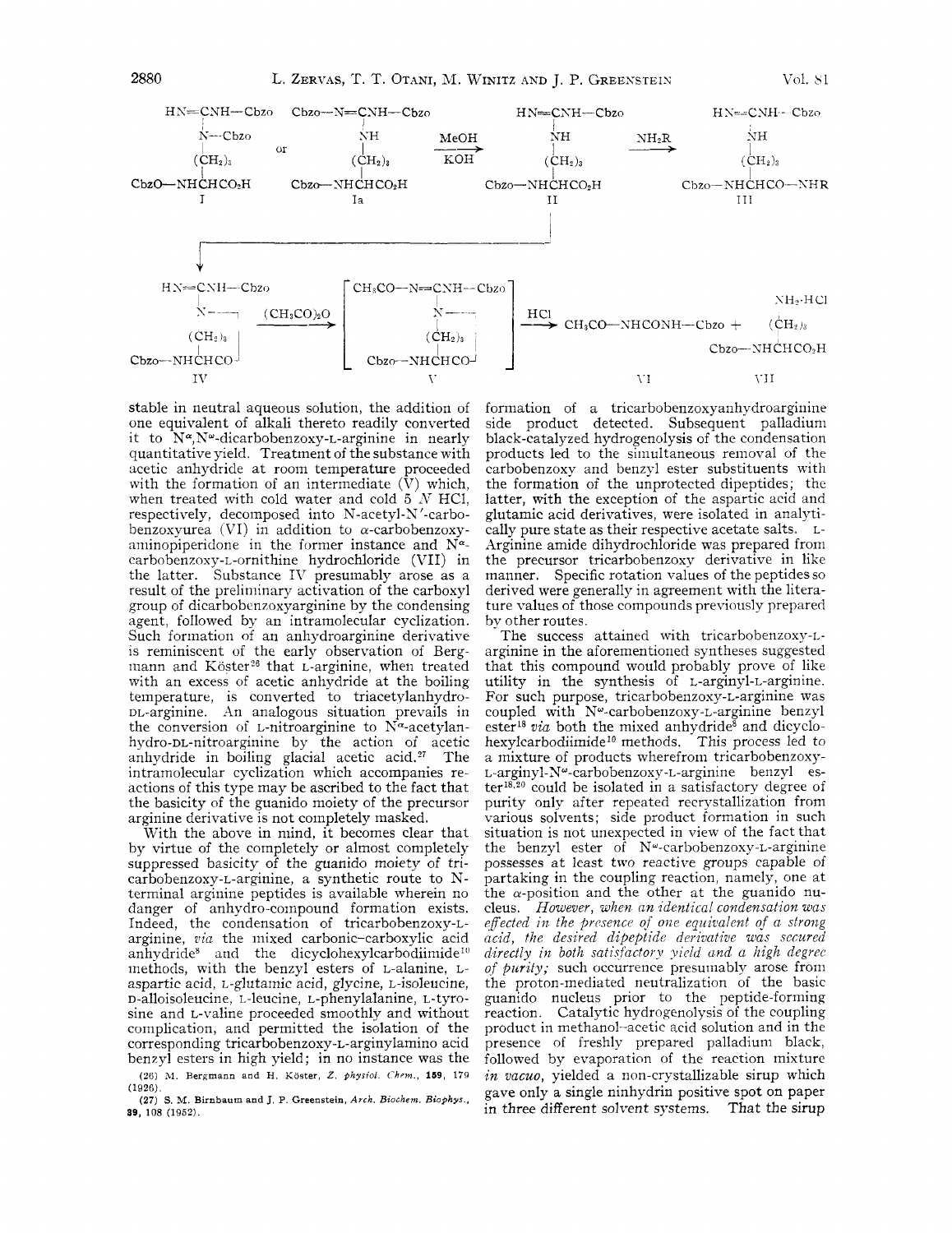HN=CNH—Cbzo Cbzo—N=CNH—Cbzo HN=CNH—Cbzo HN=CNH—Cbzo

N—Cbzo or NH $\xrightarrow[\text{KOH}]{\text{MeOH}}$ NH $\xrightarrow{\text{NH}_2\text{R}}$ NH

$(CH_2)_3$ $(CH_2)_3$ $(CH_2)_3$ $(CH_2)_3$

CbzO—NHCHCO$_2$H Cbzo—NHCHCO$_2$H Cbzo—NHCHCO$_2$H Cbzo—NHCHCO—NHR

I Ia II III

HN=CNH—Cbzo [CH$_3$CO—N=CNH—Cbzo] NH$_2$·HCl

N— $\xrightarrow{(\text{CH}_3\text{CO})_2\text{O}}$ N— $\xrightarrow{\text{HCl}}$ CH$_3$CO—NHCONH—Cbzo + $(CH_2)_3$

$(CH_2)_3$ $(CH_2)_3$ Cbzo—NHCHCO$_2$H

Cbzo—NHCHCO Cbzo—NHCHCO

IV V VI VII

stable in neutral aqueous solution, the addition of one equivalent of alkali thereto readily converted it to N$^\alpha$,N$^\omega$-dicarbobenzoxy-L-arginine in nearly quantitative yield. Treatment of the substance with acetic anhydride at room temperature proceeded with the formation of an intermediate (V) which, when treated with cold water and cold 5 *N* HCl, respectively, decomposed into N-acetyl-N′-carbobenzoxyurea (VI) in addition to α-carbobenzoxyaminopiperidone in the former instance and N$^\alpha$-carbobenzoxy-L-ornithine hydrochloride (VII) in the latter. Substance IV presumably arose as a result of the preliminary activation of the carboxyl group of dicarbobenzoxyarginine by the condensing agent, followed by an intramolecular cyclization. Such formation of an anhydroarginine derivative is reminiscent of the early observation of Bergmann and Köster[26] that L-arginine, when treated with an excess of acetic anhydride at the boiling temperature, is converted to triacetylanhydro-DL-arginine. An analogous situation prevails in the conversion of L-nitroarginine to N$^\alpha$-acetylanhydro-DL-nitroarginine by the action of acetic anhydride in boiling glacial acetic acid.[27] The intramolecular cyclization which accompanies reactions of this type may be ascribed to the fact that the basicity of the guanido moiety of the precursor arginine derivative is not completely masked.

With the above in mind, it becomes clear that by virtue of the completely or almost completely suppressed basicity of the guanido moiety of tricarbobenzoxy-L-arginine, a synthetic route to N-terminal arginine peptides is available wherein no danger of anhydro-compound formation exists. Indeed, the condensation of tricarbobenzoxy-L-arginine, *via* the mixed carbonic–carboxylic acid anhydride[8] and the dicyclohexylcarbodiimide[10] methods, with the benzyl esters of L-alanine, L-aspartic acid, L-glutamic acid, glycine, L-isoleucine, D-alloisoleucine, L-leucine, L-phenylalanine, L-tyrosine and L-valine proceeded smoothly and without complication, and permitted the isolation of the corresponding tricarbobenzoxy-L-arginylamino acid benzyl esters in high yield; in no instance was the formation of a tricarbobenzoxyanhydroarginine side product detected. Subsequent palladium black-catalyzed hydrogenolysis of the condensation products led to the simultaneous removal of the carbobenzoxy and benzyl ester substituents with the formation of the unprotected dipeptides; the latter, with the exception of the aspartic acid and glutamic acid derivatives, were isolated in analytically pure state as their respective acetate salts. L-Arginine amide dihydrochloride was prepared from the precursor tricarbobenzoxy derivative in like manner. Specific rotation values of the peptides so derived were generally in agreement with the literature values of those compounds previously prepared by other routes.

The success attained with tricarbobenzoxy-L-arginine in the aforementioned syntheses suggested that this compound would probably prove of like utility in the synthesis of L-arginyl-L-arginine. For such purpose, tricarbobenzoxy-L-arginine was coupled with N$^\omega$-carbobenzoxy-L-arginine benzyl ester[18] *via* both the mixed anhydride[8] and dicyclohexylcarbodiimide[10] methods. This process led to a mixture of products wherefrom tricarbobenzoxy-L-arginyl-N$^\omega$-carbobenzoxy-L-arginine benzyl ester[18,20] could be isolated in a satisfactory degree of purity only after repeated recrystallization from various solvents; side product formation in such situation is not unexpected in view of the fact that the benzyl ester of N$^\omega$-carbobenzoxy-L-arginine possesses at least two reactive groups capable of partaking in the coupling reaction, namely, one at the α-position and the other at the guanido nucleus. *However, when an identical condensation was effected in the presence of one equivalent of a strong acid, the desired dipeptide derivative was secured directly in both satisfactory yield and a high degree of purity;* such occurrence presumably arose from the proton-mediated neutralization of the basic guanido nucleus prior to the peptide-forming reaction. Catalytic hydrogenolysis of the coupling product in methanol–acetic acid solution and in the presence of freshly prepared palladium black, followed by evaporation of the reaction mixture *in vacuo*, yielded a non-crystallizable sirup which gave only a single ninhydrin positive spot on paper in three different solvent systems. That the sirup

(26) M. Bergmann and H. Köster, *Z. physiol. Chem.*, **159**, 179 (1926).

(27) S. M. Birnbaum and J. P. Greenstein, *Arch. Biochem. Biophys.*, **39**, 108 (1952).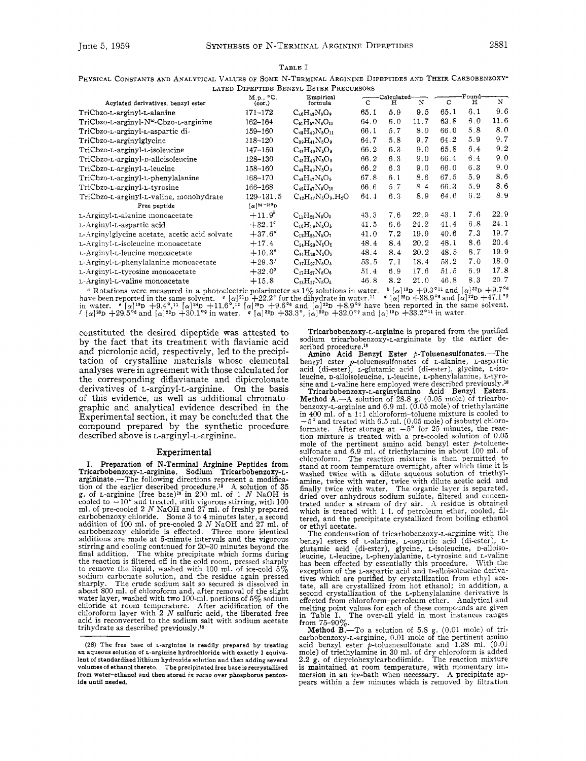TABLE I

PHYSICAL CONSTANTS AND ANALYTICAL VALUES OF SOME N-TERMINAL ARGININE DIPEPTIDES AND THEIR CARBOBENZOXYLATED DIPEPTIDE BENZYL ESTER PRECURSORS

| Acylated derivatives, benzyl ester | M.p., °C. (cor.) | Empirical formula | Calculated C | Calculated H | Calculated N | Found C | Found H | Found N |
|---|---|---|---|---|---|---|---|---|
| TriCbzo-L-arginyl-L-alanine | 171–172 | $C_{40}H_{43}N_5O_9$ | 65.1 | 5.9 | 9.5 | 65.1 | 6.1 | 9.6 |
| TriCbzo-L-arginyl-N$^{\omega}$-Cbzo-L-arginine | 162–164 | $C_{61}H_{57}N_8O_{11}$ | 64.0 | 6.0 | 11.7 | 63.8 | 6.0 | 11.6 |
| TriCbzo-L-arginyl-L-aspartic di- | 159–160 | $C_{48}H_{49}N_5O_{11}$ | 66.1 | 5.7 | 8.0 | 66.0 | 5.8 | 8.0 |
| TriCbzo-L-arginylglycine | 118–120 | $C_{39}H_{41}N_5O_9$ | 64.7 | 5.8 | 9.7 | 64.2 | 5.9 | 9.7 |
| TriCbzo-L-arginyl-L-isoleucine | 147–150 | $C_{43}H_{49}N_5O_9$ | 66.2 | 6.3 | 9.0 | 65.8 | 6.4 | 9.2 |
| TriCbzo-L-arginyl-D-alloisoleucine | 128–130 | $C_{43}H_{49}N_5O_9$ | 66.2 | 6.3 | 9.0 | 66.4 | 6.4 | 9.0 |
| TriCbzo-L-arginyl-L-leucine | 158–160 | $C_{43}H_{49}N_5O_9$ | 66.2 | 6.3 | 9.0 | 66.0 | 6.3 | 9.0 |
| TriCbzo-L-arginyl-L-phenylalanine | 168–170 | $C_{46}H_{47}N_5O_9$ | 67.8 | 6.1 | 8.6 | 67.5 | 5.9 | 8.6 |
| TriCbzo-L-arginyl-L-tyrosine | 166–168 | $C_{46}H_{47}N_5O_{10}$ | 66.6 | 5.7 | 8.4 | 66.3 | 5.9 | 8.6 |
| TriCbzo-L-arginyl-L-valine, monohydrate | 129–131.5 | $C_{42}H_{47}N_5O_9.H_2O$ | 64.4 | 6.3 | 8.9 | 64.6 | 6.2 | 8.9 |
| **Free peptide** | $[\alpha]^{24-25}D$[a] | | | | | | | |
| L-Arginyl-L-alanine monoacetate | +11.9[b] | $C_{11}H_{23}N_5O_5$ | 43.3 | 7.6 | 22.9 | 43.1 | 7.6 | 22.9 |
| L-Arginyl-L-aspartic acid | +32.1[c] | $C_{10}H_{19}N_5O_5$ | 41.5 | 6.6 | 24.2 | 41.4 | 6.8 | 24.1 |
| L-Arginylglycine acetate, acetic acid solvate | +37.6[d] | $C_{12}H_{25}N_5O_7$ | 41.0 | 7.2 | 19.9 | 40.6 | 7.3 | 19.7 |
| L-Arginyl-L-isoleucine monoacetate | +17.4 | $C_{14}H_{29}N_5O_5$ | 48.4 | 8.4 | 20.2 | 48.1 | 8.6 | 20.4 |
| L-Arginyl-L-leucine monoacetate | +10.3[e] | $C_{14}H_{29}N_5O_5$ | 48.4 | 8.4 | 20.2 | 48.5 | 8.7 | 19.9 |
| L-Arginyl-L-phenylalanine monoacetate | +29.3[f] | $C_{17}H_{27}N_5O_5$ | 53.5 | 7.1 | 18.4 | 53.2 | 7.0 | 18.0 |
| L-Arginyl-L-tyrosine monoacetate | +32.0[g] | $C_{17}H_{27}N_5O_6$ | 51.4 | 6.9 | 17.6 | 51.5 | 6.9 | 17.8 |
| L-Arginyl-L-valine monoacetate | +15.8 | $C_{13}H_{27}N_5O_5$ | 46.8 | 8.2 | 21.0 | 46.8 | 8.3 | 20.7 |

[a] Rotations were measured in a photoelectric polarimeter as 1% solutions in water. [b] $[\alpha]^{19}D$ +9.3°[11] and $[\alpha]^{22}D$ +9.7°[6] have been reported in the same solvent. [c] $[\alpha]^{21}D$ +22.2° for the dihydrate in water.[11] [d] $[\alpha]^{28}D$ +38.9°[6] and $[\alpha]^{22}D$ +47.1°[9] in water. [e] $[\alpha]^{19}D$ +9.4°,[11] $[\alpha]^{24}D$ +11.6°,[12] $[\alpha]^{28}D$ +9.6°[6] and $[\alpha]^{22}D$ +8.9°[9] have been reported in the same solvent. [f] $[\alpha]^{28}D$ +29.5°[6] and $[\alpha]^{22}D$ +30.1°[9] in water. [g] $[\alpha]^{32}D$ +33.3°, $[\alpha]^{22}D$ +32.0°[9] and $[\alpha]^{19}D$ +33.2°[11] in water.

constituted the desired dipeptide was attested to by the fact that its treatment with flavianic acid and picrolonic acid, respectively, led to the precipitation of crystalline materials whose elemental analyses were in agreement with those calculated for the corresponding diflavianate and dipicrolonate derivatives of L-arginyl-L-arginine. On the basis of this evidence, as well as additional chromatographic and analytical evidence described in the Experimental section, it may be concluded that the compound prepared by the synthetic procedure described above is L-arginyl-L-arginine.

## Experimental

**I. Preparation of N-Terminal Arginine Peptides from Tricarbobenzoxy-L-arginine. Sodium Tricarbobenzoxy-L-argininate.**—The following directions represent a modification of the earlier described procedure.[18] A solution of 35 g. of L-arginine (free base)[28] in 200 ml. of 1 *N* NaOH is cooled to −10° and treated, with vigorous stirring, with 100 ml. of pre-cooled 2 *N* NaOH and 27 ml. of freshly prepared carbobenzoxy chloride. Some 3 to 4 minutes later, a second addition of 100 ml. of pre-cooled 2 *N* NaOH and 27 ml. of carbobenzoxy chloride is effected. Three more identical additions are made at 5-minute intervals and the vigorous stirring and cooling continued for 20–30 minutes beyond the final addition. The white precipitate which forms during the reaction is filtered off in the cold room, pressed sharply to remove the liquid, washed with 100 ml. of ice-cold 5% sodium carbonate solution, and the residue again pressed sharply. The crude sodium salt so secured is dissolved in about 800 ml. of chloroform and, after removal of the slight water layer, washed with two 100-ml. portions of 5% sodium chloride at room temperature. After acidification of the chloroform layer with 2 *N* sulfuric acid, the liberated free acid is reconverted to the sodium salt with sodium acetate trihydrate as described previously.[18]

**Tricarbobenzoxy-L-arginine** is prepared from the purified sodium tricarbobenzoxy-L-argininate by the earlier described procedure.[18]

**Amino Acid Benzyl Ester *p*-Toluenesulfonates.**—The benzyl ester *p*-toluenesulfonates of L-alanine, L-aspartic acid (di-ester), L-glutamic acid (di-ester), glycine, L-isoleucine, D-alloisoleucine, L-leucine, L-phenylalanine, L-tyrosine and L-valine here employed were described previously.[18]

**Tricarbobenzoxy-L-arginylamino Acid Benzyl Esters. Method A.**—A solution of 28.8 g. (0.05 mole) of tricarbobenzoxy-L-arginine and 6.9 ml. (0.05 mole) of triethylamine in 400 ml. of a 1:1 chloroform–toluene mixture is cooled to −5° and treated with 6.5 ml. (0.05 mole) of isobutyl chloroformate. After storage at −5° for 25 minutes, the reaction mixture is treated with a pre-cooled solution of 0.05 mole of the pertinent amino acid benzyl ester *p*-toluenesulfonate and 6.9 ml. of triethylamine in about 100 ml. of chloroform. The reaction mixture is then permitted to stand at room temperature overnight, after which time it is washed twice with a dilute aqueous solution of triethylamine, twice with water, twice with dilute acetic acid and finally twice with water. The organic layer is separated, dried over anhydrous sodium sulfate, filtered and concentrated under a stream of dry air. A residue is obtained which is treated with 1 l. of petroleum ether, cooled, filtered, and the precipitate crystallized from boiling ethanol or ethyl acetate.

The condensation of tricarbobenzoxy-L-arginine with the benzyl esters of L-alanine, L-aspartic acid (di-ester), L-glutamic acid (di-ester), glycine, L-isoleucine, D-alloisoleucine, L-leucine, L-phenylalanine, L-tyrosine and L-valine has been effected by essentially this procedure. With the exception of the L-aspartic acid and D-alloisoleucine derivatives which are purified by crystallization from ethyl acetate, all are crystallized from hot ethanol; in addition, a second crystallization of the L-phenylalanine derivative is effected from chloroform–petroleum ether. Analytical and melting point values for each of these compounds are given in Table I. The over-all yield in most instances ranges from 75–90%.

**Method B.**—To a solution of 5.8 g. (0.01 mole) of tricarbobenzoxy-L-arginine, 0.01 mole of the pertinent amino acid benzyl ester *p*-toluenesulfonate and 1.38 ml. (0.01 mole) of triethylamine in 30 ml. of dry chloroform is added 2.2 g. of dicyclohexylcarbodiimide. The reaction mixture is maintained at room temperature, with momentary immersion in an ice-bath when necessary. A precipitate appears within a few minutes which is removed by filtration

(28) The free base of L-arginine is readily prepared by treating an aqueous solution of L-arginine hydrochloride with exactly 1 equivalent of standardized lithium hydroxide solution and then adding several volumes of ethanol thereto. The precipitated free base is recrystallized from water–ethanol and then stored *in vacuo* over phosphorus pentoxide until needed.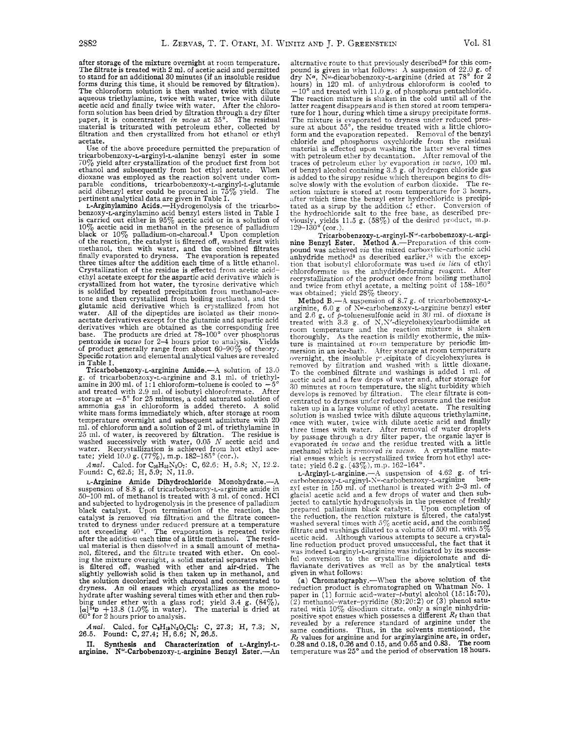after storage of the mixture overnight at room temperature. The filtrate is treated with 2 ml. of acetic acid and permitted to stand for an additional 30 minutes (if an insoluble residue forms during this time, it should be removed by filtration). The chloroform solution is then washed twice with dilute aqueous triethylamine, twice with water, twice with dilute acetic acid and finally twice with water. After the chloroform solution has been dried by filtration through a dry filter paper, it is concentrated *in vacuo* at 35°. The residual material is triturated with petroleum ether, collected by filtration and then crystallized from hot ethanol or ethyl acetate.

Use of the above procedure permitted the preparation of tricarbobenzoxy-L-arginyl-L-alanine benzyl ester in some 70% yield after crystallization of the product first from hot ethanol and subsequently from hot ethyl acetate. When dioxane was employed as the reaction solvent under comparable conditions, tricarbobenzoxy-L-arginyl-L-glutamic acid dibenzyl ester could be procured in 75% yield. The pertinent analytical data are given in Table I.

**L-Arginylamino Acids.**—Hydrogenolysis of the tricarbobenzoxy-L-arginylamino acid benzyl esters listed in Table I is carried out either in 95% acetic acid or in a solution of 10% acetic acid in methanol in the presence of palladium black or 10% palladium-on-charcoal.[3] Upon completion of the reaction, the catalyst is filtered off, washed first with methanol, then with water, and the combined filtrates finally evaporated to dryness. The evaporation is repeated three times after the addition each time of a little ethanol. Crystallization of the residue is effected from acetic acid–ethyl acetate except for the aspartic acid derivative which is crystallized from hot water, the tyrosine derivative which is solidified by repeated precipitation from methanol-acetone and then crystallized from boiling methanol, and the glutamic acid derivative which is crystallized from hot water. All of the dipeptides are isolated as their monoacetate derivatives except for the glutamic and aspartic acid derivatives which are obtained as the corresponding free base. The products are dried at 78–100° over phosphorus pentoxide *in vacuo* for 2–4 hours prior to analysis. Yields of product generally range from about 60–90% of theory. Specific rotation and elemental analytical values are revealed in Table I.

**Tricarbobenzoxy-L-arginine Amide.**—A solution of 13.0 g. of tricarbobenzoxy-L-arginine and 3.1 ml. of triethylamine in 200 ml. of 1:1 chloroform–toluene is cooled to −5° and treated with 2.9 ml. of isobutyl chloroformate. After storage at −5° for 25 minutes, a cold saturated solution of ammonia gas in chloroform is added thereto. A solid white mass forms immediately which, after storage at room temperature overnight and subsequent admixture with 20 ml. of chloroform and a solution of 2 ml. of triethylamine in 25 ml. of water, is recovered by filtration. The residue is washed successively with water, 0.05 *N* acetic acid and water. Recrystallization is achieved from hot ethyl acetate; yield 10.0 g. (77%), m.p. 182–185° (cor.).

*Anal.* Calcd. for $C_{30}H_{33}N_5O_7$: C, 62.6; H, 5.8; N, 12.2. Found: C, 62.5; H, 5.9; N, 11.9.

**L-Arginine Amide Dihydrochloride Monohydrate.**—A suspension of 8.8 g. of tricarbobenzoxy-L-arginine amide in 50–100 ml. of methanol is treated with 3 ml. of concd. HCl and subjected to hydrogenolysis in the presence of palladium black catalyst. Upon termination of the reaction, the catalyst is removed *via* filtration and the filtrate concentrated to dryness under reduced pressure at a temperature not exceeding 40°. The evaporation is repeated twice after the addition each time of a little methanol. The residual material is then dissolved in a small amount of methanol, filtered, and the filtrate treated with ether. On cooling the mixture overnight, a solid material separates which is filtered off, washed with ether and air-dried. The slightly yellowish solid is then taken up in methanol, and the solution decolorized with charcoal and concentrated to dryness. An oil ensues which crystallizes as the monohydrate after washing several times with ether and then rubbing under ether with a glass rod; yield 3.4 g. (84%), $[\alpha]^{24}D$ +13.8 (1.0% in water). The material is dried at 60° for 2 hours prior to analysis.

*Anal.* Calcd. for $C_6H_{19}N_5O_2Cl_2$: C, 27.3; H, 7.3; N, 26.5. Found: C, 27.4; H, 6.6; N, 26.5.

## II. Synthesis and Characterization of L-Arginyl-L-arginine.

**$N^{\omega}$-Carbobenzoxy-L-arginine Benzyl Ester.**—An alternative route to that previously described[18] for this compound is given in what follows: A suspension of 22.0 g. of dry $N^{\alpha}$, $N^{\omega}$-dicarbobenzoxy-L-arginine (dried at 78° for 2 hours) in 120 ml. of anhydrous chloroform is cooled to −10° and treated with 11.0 g. of phosphorus pentachloride. The reaction mixture is shaken in the cold until all of the latter reagent disappears and is then stored at room temperature for 1 hour, during which time a sirupy precipitate forms. The mixture is evaporated to dryness under reduced pressure at about 55°, the residue treated with a little chloroform and the evaporation repeated. Removal of the benzyl chloride and phosphorus oxychloride from the residual material is effected upon washing the latter several times with petroleum ether by decantation. After removal of the traces of petroleum ether by evaporation *in vacuo*, 100 ml. of benzyl alcohol containing 3.5 g. of hydrogen chloride gas is added to the sirupy residue which thereupon begins to dissolve slowly with the evolution of carbon dioxide. The reaction mixture is stored at room temperature for 3 hours, after which time the benzyl ester hydrochloride is precipitated as a sirup by the addition of ether. Conversion of the hydrochloride salt to the free base, as described previously, yields 11.5 g. (58%) of the desired product, m.p. 129–130° (cor.).

**Tricarbobenzoxy-L-arginyl-$N^{\omega}$-carbobenzoxy-L-arginine Benzyl Ester. Method A.**—Preparation of this compound was achieved *via* the mixed carboxylic–carbonic acid anhydride method[8] as described earlier,[15] with the exception that isobutyl chloroformate was used *in lieu* of ethyl chloroformate as the anhydride-forming reagent. After recrystallization of the product once from boiling methanol and twice from ethyl acetate, a melting point of 158–160° was obtained; yield 28% theory.

**Method B.**—A suspension of 8.7 g. of tricarbobenzoxy-L-arginine, 6.0 g. of $N^{\omega}$-carbobenzoxy-L-arginine benzyl ester and 2.6 g. of *p*-toluenesulfonic acid in 30 ml. of dioxane is treated with 3.3 g. of N,N′-dicyclohexylcarbodiimide at room temperature and the reaction mixture is shaken thoroughly. As the reaction is mildly exothermic, the mixture is maintained at room temperature by periodic immersion in an ice-bath. After storage at room temperature overnight, the insoluble precipitate of dicyclohexylurea is removed by filtration and washed with a little dioxane. To the combined filtrate and washings is added 1 ml. of acetic acid and a few drops of water and, after storage for 30 minutes at room temperature, the slight turbidity which develops is removed by filtration. The clear filtrate is concentrated to dryness under reduced pressure and the residue taken up in a large volume of ethyl acetate. The resulting solution is washed twice with dilute aqueous triethylamine, once with water, twice with dilute acetic acid and finally three times with water. After removal of water droplets by passage through a dry filter paper, the organic layer is evaporated *in vacuo* and the residue treated with a little methanol which is removed *in vacuo*. A crystalline material ensues which is recrystallized twice from hot ethyl acetate; yield 6.2 g. (43%), m.p. 162–164°.

**L-Arginyl-L-arginine.**—A suspension of 4.62 g. of tricarbobenzoxy-L-arginyl-$N^{\omega}$-carbobenzoxy-L-arginine benzyl ester in 150 ml. of methanol is treated with 2–3 ml. of glacial acetic acid and a few drops of water and then subjected to catalytic hydrogenolysis in the presence of freshly prepared palladium black catalyst. Upon completion of the reduction, the reaction mixture is filtered, the catalyst washed several times with 5% acetic acid, and the combined filtrate and washings diluted to a volume of 500 ml. with 5% acetic acid. Although various attempts to secure a crystalline reduction product proved unsuccessful, the fact that it was indeed L-arginyl-L-arginine was indicated by its successful conversion to the crystalline dipicrolonate and diflavianate derivatives as well as by the analytical tests given in what follows:

(a) Chromatography.—When the above solution of the reduction product is chromatographed on Whatman No. 1 paper in (1) formic acid–water–*t*-butyl alcohol (15:15:70), (2) methanol–water–pyridine (80:20:2) or (3) phenol saturated with 10% disodium citrate, only a single ninhydrin-positive spot ensues which possesses a different $R_f$ than that revealed by a reference standard of arginine under the same conditions. Thus, in the solvents mentioned, the $R_f$ values for arginine and for arginylarginine are, in order, 0.28 and 0.18, 0.26 and 0.15, and 0.65 and 0.83. The room temperature was 25° and the period of observation 18 hours.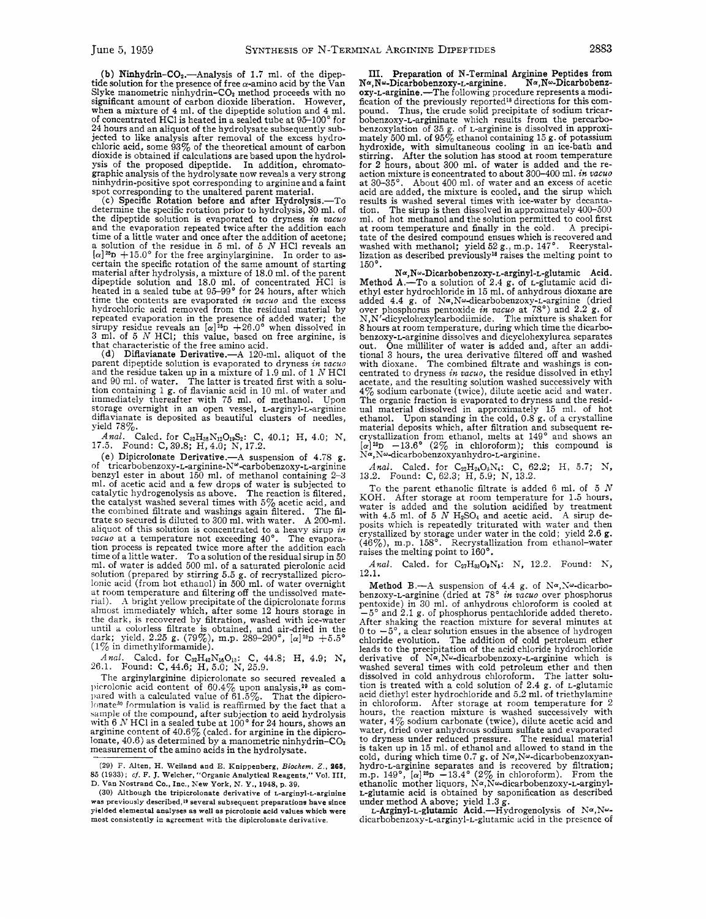(b) **Ninhydrin-$CO_2$.**—Analysis of 1.7 ml. of the dipeptide solution for the presence of free α-amino acid by the Van Slyke manometric ninhydrin-$CO_2$ method proceeds with no significant amount of carbon dioxide liberation. However, when a mixture of 4 ml. of the dipeptide solution and 4 ml. of concentrated HCl is heated in a sealed tube at 95–100° for 24 hours and an aliquot of the hydrolysate subsequently subjected to like analysis after removal of the excess hydrochloric acid, some 93% of the theoretical amount of carbon dioxide is obtained if calculations are based upon the hydrolysis of the proposed dipeptide. In addition, chromatographic analysis of the hydrolysate now reveals a very strong ninhydrin-positive spot corresponding to arginine and a faint spot corresponding to the unaltered parent material.

(c) **Specific Rotation before and after Hydrolysis.**—To determine the specific rotation prior to hydrolysis, 30 ml. of the dipeptide solution is evaporated to dryness *in vacuo* and the evaporation repeated twice after the addition each time of a little water and once after the addition of acetone; a solution of the residue in 5 ml. of 5 *N* HCl reveals an $[\alpha]^{25}D$ +15.0° for the free arginylarginine. In order to ascertain the specific rotation of the same amount of starting material after hydrolysis, a mixture of 18.0 ml. of the parent dipeptide solution and 18.0 ml. of concentrated HCl is heated in a sealed tube at 95–99° for 24 hours, after which time the contents are evaporated *in vacuo* and the excess hydrochloric acid removed from the residual material by repeated evaporation in the presence of added water; the sirupy residue reveals an $[\alpha]^{25}D$ +26.0° when dissolved in 3 ml. of 5 *N* HCl; this value, based on free arginine, is that characteristic of the free amino acid.

(d) **Diflavianate Derivative.**—A 120-ml. aliquot of the parent dipeptide solution is evaporated to dryness *in vacuo* and the residue taken up in a mixture of 1.9 ml. of 1 *N* HCl and 90 ml. of water. The latter is treated first with a solution containing 1 g. of flavianic acid in 10 ml. of water and immediately thereafter with 75 ml. of methanol. Upon storage overnight in an open vessel, L-arginyl-L-arginine diflavianate is deposited as beautiful clusters of needles, yield 78%.

*Anal.* Calcd. for $C_{32}H_{38}N_{12}O_{19}S_2$: C, 40.1; H, 4.0; N, 17.5. Found: C, 39.8; H, 4.0; N, 17.2.

(e) **Dipicrolonate Derivative.**—A suspension of 4.78 g. of tricarbobenzoxy-L-arginine-$N^{\omega}$-carbobenzoxy-L-arginine benzyl ester in about 150 ml. of methanol containing 2–3 ml. of acetic acid and a few drops of water is subjected to catalytic hydrogenolysis as above. The reaction is filtered, the catalyst washed several times with 5% acetic acid, and the combined filtrate and washings again filtered. The filtrate so secured is diluted to 300 ml. with water. A 200-ml. aliquot of this solution is concentrated to a heavy sirup *in vacuo* at a temperature not exceeding 40°. The evaporation process is repeated twice more after the addition each time of a little water. To a solution of the residual sirup in 50 ml. of water is added 500 ml. of a saturated picrolonic acid solution (prepared by stirring 5.5 g. of recrystallized picrolonic acid (from hot ethanol) in 500 ml. of water overnight at room temperature and filtering off the undissolved material). A bright yellow precipitate of the dipicrolonate forms almost immediately which, after some 12 hours storage in the dark, is recovered by filtration, washed with ice-water until a colorless filtrate is obtained, and air-dried in the dark; yield, 2.25 g. (79%), m.p. 289–290°, $[\alpha]^{25}D$ +5.5° (1% in dimethylformamide).

*Anal.* Calcd. for $C_{32}H_{42}N_{16}O_{13}$: C, 44.8; H, 4.9; N, 26.1. Found: C, 44.6; H, 5.0; N, 25.9.

The arginylarginine dipicrolonate so secured revealed a picrolonic acid content of 60.4% upon analysis,[29] as compared with a calculated value of 61.5%. That the dipicrolonate[30] formulation is valid is reaffirmed by the fact that a sample of the compound, after subjection to acid hydrolysis with 6 *N* HCl in a sealed tube at 100° for 24 hours, shows an arginine content of 40.6% (calcd. for arginine in the dipicrolonate, 40.6) as determined by a manometric ninhydrin-$CO_2$ measurement of the amino acids in the hydrolysate.

(29) F. Alten, H. Weiland and E. Knippenberg, *Biochem. Z.*, **265**, 85 (1933); *cf.* F. J. Welcher, "Organic Analytical Reagents," Vol. III, D. Van Nostrand Co., Inc., New York, N. Y., 1948, p. 39.

(30) Although the tripicrolonate derivative of L-arginyl-L-arginine was previously described,[19] several subsequent preparations have since yielded elemental analyses as well as picrolonic acid values which were most consistently in agreement with the dipicrolonate derivative.

## III. Preparation of N-Terminal Arginine Peptides from Nα,Nω-Dicarbobenzoxy-L-arginine.

**Nα,Nω-Dicarbobenzoxy-L-arginine.**—The following procedure represents a modification of the previously reported[18] directions for this compound. Thus, the crude solid precipitate of sodium tricarbobenzoxy-L-argininate which results from the percarbobenzoxylation of 35 g. of L-arginine is dissolved in approximately 500 ml. of 95% ethanol containing 15 g. of potassium hydroxide, with simultaneous cooling in an ice-bath and stirring. After the solution has stood at room temperature for 2 hours, about 300 ml. of water is added and the reaction mixture is concentrated to about 300–400 ml. *in vacuo* at 30–35°. About 400 ml. of water and an excess of acetic acid are added, the mixture is cooled, and the sirup which results is washed several times with ice-water by decantation. The sirup is then dissolved in approximately 400–500 ml. of hot methanol and the solution permitted to cool first at room temperature and finally in the cold. A precipitate of the desired compound ensues which is recovered and washed with methanol; yield 52 g., m.p. 147°. Recrystallization as described previously[18] raises the melting point to 150°.

**Nα,Nω-Dicarbobenzoxy-L-arginyl-L-glutamic Acid. Method A.**—To a solution of 2.4 g. of L-glutamic acid diethyl ester hydrochloride in 15 ml. of anhydrous dioxane are added 4.4 g. of Nα,Nω-dicarbobenzoxy-L-arginine (dried over phosphorus pentoxide *in vacuo* at 78°) and 2.2 g. of N,N′-dicyclohexylcarbodiimide. The mixture is shaken for 8 hours at room temperature, during which time the dicarbobenzoxy-L-arginine dissolves and dicyclohexylurea separates out. One milliliter of water is added and, after an additional 3 hours, the urea derivative filtered off and washed with dioxane. The combined filtrate and washings is concentrated to dryness *in vacuo*, the residue dissolved in ethyl acetate, and the resulting solution washed successively with 4% sodium carbonate (twice), dilute acetic acid and water. The organic fraction is evaporated to dryness and the residual material dissolved in approximately 15 ml. of hot ethanol. Upon standing in the cold, 0.8 g. of a crystalline material deposits which, after filtration and subsequent recrystallization from ethanol, melts at 149° and shows an $[\alpha]^{25}D$ −13.6° (2% in chloroform); this compound is Nα,Nω-dicarbobenzoxyanhydro-L-arginine.

*Anal.* Calcd. for $C_{22}H_{24}O_5N_4$: C, 62.2; H, 5.7; N, 13.2. Found: C, 62.3; H, 5.9; N, 13.2.

To the parent ethanolic filtrate is added 6 ml. of 5 *N* KOH. After storage at room temperature for 1.5 hours, water is added and the solution acidified by treatment with 4.5 ml. of 5 *N* $H_2SO_4$ and acetic acid. A sirup deposits which is repeatedly triturated with water and then crystallized by storage under water in the cold; yield 2.6 g. (46%), m.p. 158°. Recrystallization from ethanol–water raises the melting point to 160°.

*Anal.* Calcd. for $C_{27}H_{33}O_9N_5$: N, 12.2. Found: N, 12.1.

**Method B.**—A suspension of 4.4 g. of Nα,Nω-dicarbobenzoxy-L-arginine (dried at 78° *in vacuo* over phosphorus pentoxide) in 30 ml. of anhydrous chloroform is cooled at −5° and 2.1 g. of phosphorus pentachloride added thereto. After shaking the reaction mixture for several minutes at 0 to −5°, a clear solution ensues in the absence of hydrogen chloride evolution. The addition of cold petroleum ether leads to the precipitation of the acid chloride hydrochloride derivative of Nα,Nω-dicarbobenzoxy-L-arginine which is washed several times with cold petroleum ether and then dissolved in cold anhydrous chloroform. The latter solution is treated with a cold solution of 2.4 g. of L-glutamic acid diethyl ester hydrochloride and 5.2 ml. of triethylamine in chloroform. After storage at room temperature for 2 hours, the reaction mixture is washed successively with water, 4% sodium carbonate (twice), dilute acetic acid and water, dried over anhydrous sodium sulfate and evaporated to dryness under reduced pressure. The residual material is taken up in 15 ml. of ethanol and allowed to stand in the cold, during which time 0.7 g. of Nα,Nω-dicarbobenzoxyanhydro-L-arginine separates and is recovered by filtration; m.p. 149°, $[\alpha]^{25}D$ −13.4° (2% in chloroform). From the ethanolic mother liquors, Nα,Nω-dicarbobenzoxy-L-arginyl-L-glutamic acid is obtained by saponification as described under method A above; yield 1.3 g.

**L-Arginyl-L-glutamic Acid.**—Hydrogenolysis of Nα,Nω-dicarbobenzoxy-L-arginyl-L-glutamic acid in the presence of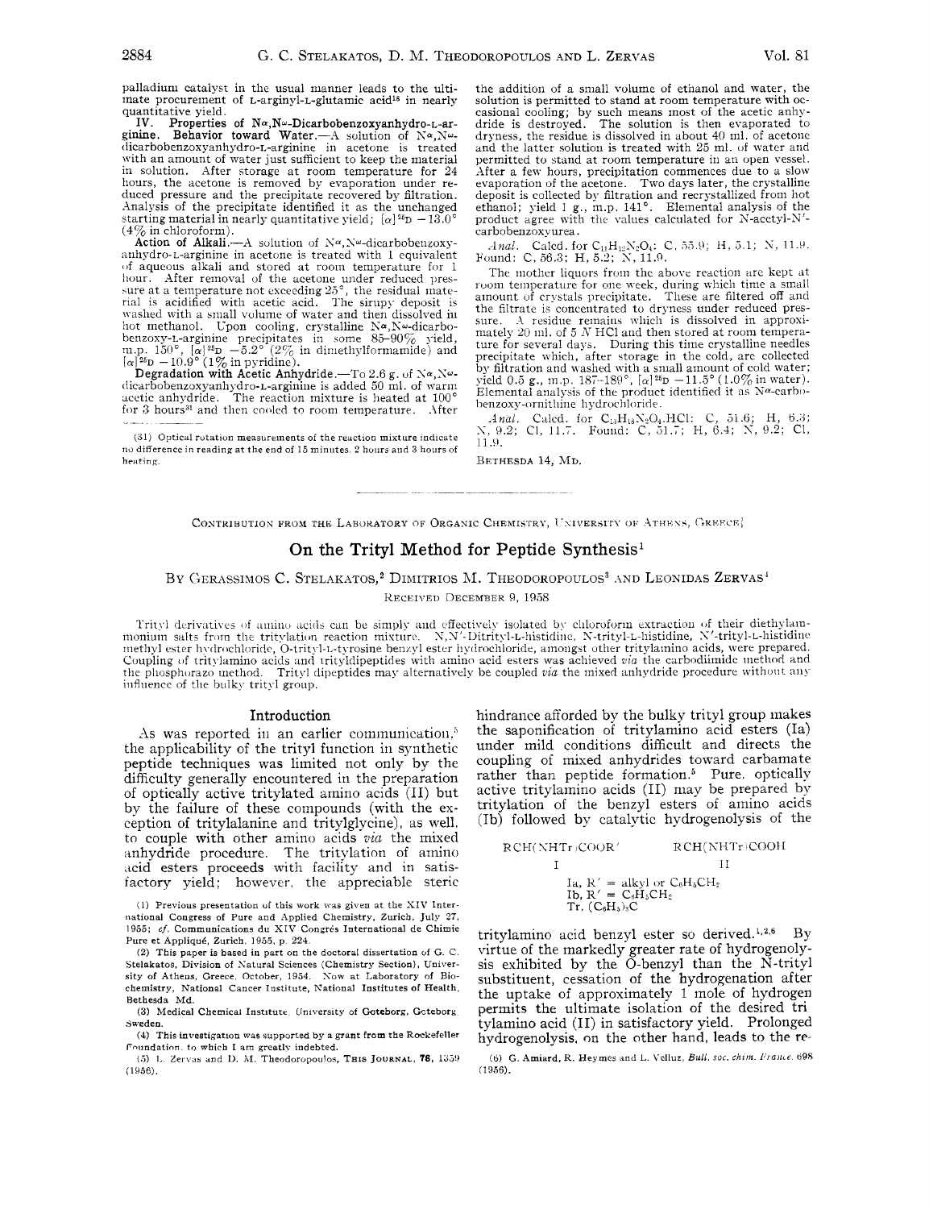palladium catalyst in the usual manner leads to the ultimate procurement of L-arginyl-L-glutamic acid[18] in nearly quantitative yield.

**IV. Properties of Nα,Nω-Dicarbobenzoxyanhydro-L-arginine. Behavior toward Water.**—A solution of Nα,Nω-dicarbobenzoxyanhydro-L-arginine in acetone is treated with an amount of water just sufficient to keep the material in solution. After storage at room temperature for 24 hours, the acetone is removed by evaporation under reduced pressure and the precipitate recovered by filtration. Analysis of the precipitate identified it as the unchanged starting material in nearly quantitative yield; $[\alpha]^{25}D$ −13.0° (4% in chloroform).

**Action of Alkali.**—A solution of Nα,Nω-dicarbobenzoxyanhydro-L-arginine in acetone is treated with 1 equivalent of aqueous alkali and stored at room temperature for 1 hour. After removal of the acetone under reduced pressure at a temperature not exceeding 25°, the residual material is acidified with acetic acid. The sirupy deposit is washed with a small volume of water and then dissolved in hot methanol. Upon cooling, crystalline Nα,Nω-dicarbobenzoxy-L-arginine precipitates in some 85–90% yield, m.p. 150°, $[\alpha]^{25}D$ −5.2° (2% in dimethylformamide) and $[\alpha]^{25}D$ −10.9° (1% in pyridine).

**Degradation with Acetic Anhydride.**—To 2.6 g. of Nα,Nω-dicarbobenzoxyanhydro-L-arginine is added 50 ml. of warm acetic anhydride. The reaction mixture is heated at 100° for 3 hours[31] and then cooled to room temperature. After the addition of a small volume of ethanol and water, the solution is permitted to stand at room temperature with occasional cooling; by such means most of the acetic anhydride is destroyed. The solution is then evaporated to dryness, the residue is dissolved in about 40 ml. of acetone and the latter solution is treated with 25 ml. of water and permitted to stand at room temperature in an open vessel. After a few hours, precipitation commences due to a slow evaporation of the acetone. Two days later, the crystalline deposit is collected by filtration and recrystallized from hot ethanol; yield 1 g., m.p. 141°. Elemental analysis of the product agree with the values calculated for N-acetyl-N'-carbobenzoxyurea.

*Anal.* Calcd. for $C_{11}H_{12}N_2O_4$: C, 55.9; H, 5.1; N, 11.9. Found: C, 56.3; H, 5.2; N, 11.9.

The mother liquors from the above reaction are kept at room temperature for one week, during which time a small amount of crystals precipitate. These are filtered off and the filtrate is concentrated to dryness under reduced pressure. A residue remains which is dissolved in approximately 20 ml. of 5 N HCl and then stored at room temperature for several days. During this time crystalline needles precipitate which, after storage in the cold, are collected by filtration and washed with a small amount of cold water; yield 0.5 g., m.p. 187–189°, $[\alpha]^{25}D$ −11.5° (1.0% in water). Elemental analysis of the product identified it as Nα-carbobenzoxy-ornithine hydrochloride.

*Anal.* Calcd. for $C_{13}H_{18}N_2O_4$.HCl: C, 51.6; H, 6.3; N, 9.2; Cl, 11.7. Found: C, 51.7; H, 6.4; N, 9.2; Cl, 11.9.

(31) Optical rotation measurements of the reaction mixture indicate no difference in reading at the end of 15 minutes, 2 hours and 3 hours of heating.

BETHESDA 14, MD.

---

CONTRIBUTION FROM THE LABORATORY OF ORGANIC CHEMISTRY, UNIVERSITY OF ATHENS, GREECE]

# On the Trityl Method for Peptide Synthesis[1]

By Gerassimos C. Stelakatos,[2] Dimitrios M. Theodoropoulos[3] and Leonidas Zervas[4]

Received December 9, 1958

Trityl derivatives of amino acids can be simply and effectively isolated by chloroform extraction of their diethylammonium salts from the tritylation reaction mixture. N,N'-Ditrityl-L-histidine, N-trityl-L-histidine, N'-trityl-L-histidine methyl ester hydrochloride, O-trityl-L-tyrosine benzyl ester hydrochloride, amongst other tritylamino acids, were prepared. Coupling of tritylamino acids and trityldipeptides with amino acid esters was achieved *via* the carbodiimide method and the phosphorazo method. Trityl dipeptides may alternatively be coupled *via* the mixed anhydride procedure without any influence of the bulky trityl group.

## Introduction

As was reported in an earlier communication,[5] the applicability of the trityl function in synthetic peptide techniques was limited not only by the difficulty generally encountered in the preparation of optically active tritylated amino acids (II) but by the failure of these compounds (with the exception of tritylalanine and tritylglycine), as well, to couple with other amino acids *via* the mixed anhydride procedure. The tritylation of amino acid esters proceeds with facility and in satisfactory yield; however, the appreciable steric hindrance afforded by the bulky trityl group makes the saponification of tritylamino acid esters (Ia) under mild conditions difficult and directs the coupling of mixed anhydrides toward carbamate rather than peptide formation.[5] Pure, optically active tritylamino acids (II) may be prepared by tritylation of the benzyl esters of amino acids (Ib) followed by catalytic hydrogenolysis of the

RCH(NHTr)COOR' (I) &nbsp;&nbsp;&nbsp;&nbsp; RCH(NHTr)COOH (II)

Ia, R' = alkyl or $C_6H_5CH_2$
Ib, R' = $C_6H_5CH_2$
Tr, $(C_6H_5)_3C$

tritylamino acid benzyl ester so derived.[1,2,6] By virtue of the markedly greater rate of hydrogenolysis exhibited by the O-benzyl than the N-trityl substituent, cessation of the hydrogenation after the uptake of approximately 1 mole of hydrogen permits the ultimate isolation of the desired tritylamino acid (II) in satisfactory yield. Prolonged hydrogenolysis, on the other hand, leads to the re-

(1) Previous presentation of this work was given at the XIV International Congress of Pure and Applied Chemistry, Zurich, July 27, 1955; *cf.* Communications du XIV Congrès International de Chimie Pure et Appliqué, Zurich, 1955, p. 224.

(2) This paper is based in part on the doctoral dissertation of G. C. Stelakatos, Division of Natural Sciences (Chemistry Section), University of Athens, Greece, October, 1954. Now at Laboratory of Biochemistry, National Cancer Institute, National Institutes of Health, Bethesda Md.

(3) Medical Chemical Institute, University of Goteborg, Goteborg, Sweden.

(4) This investigation was supported by a grant from the Rockefeller Foundation, to which I am greatly indebted.

(5) L. Zervas and D. M. Theodoropoulos, This Journal, **78**, 1359 (1956).

(6) G. Amiard, R. Heymes and L. Velluz, *Bull. soc. chim. France*, 698 (1956).